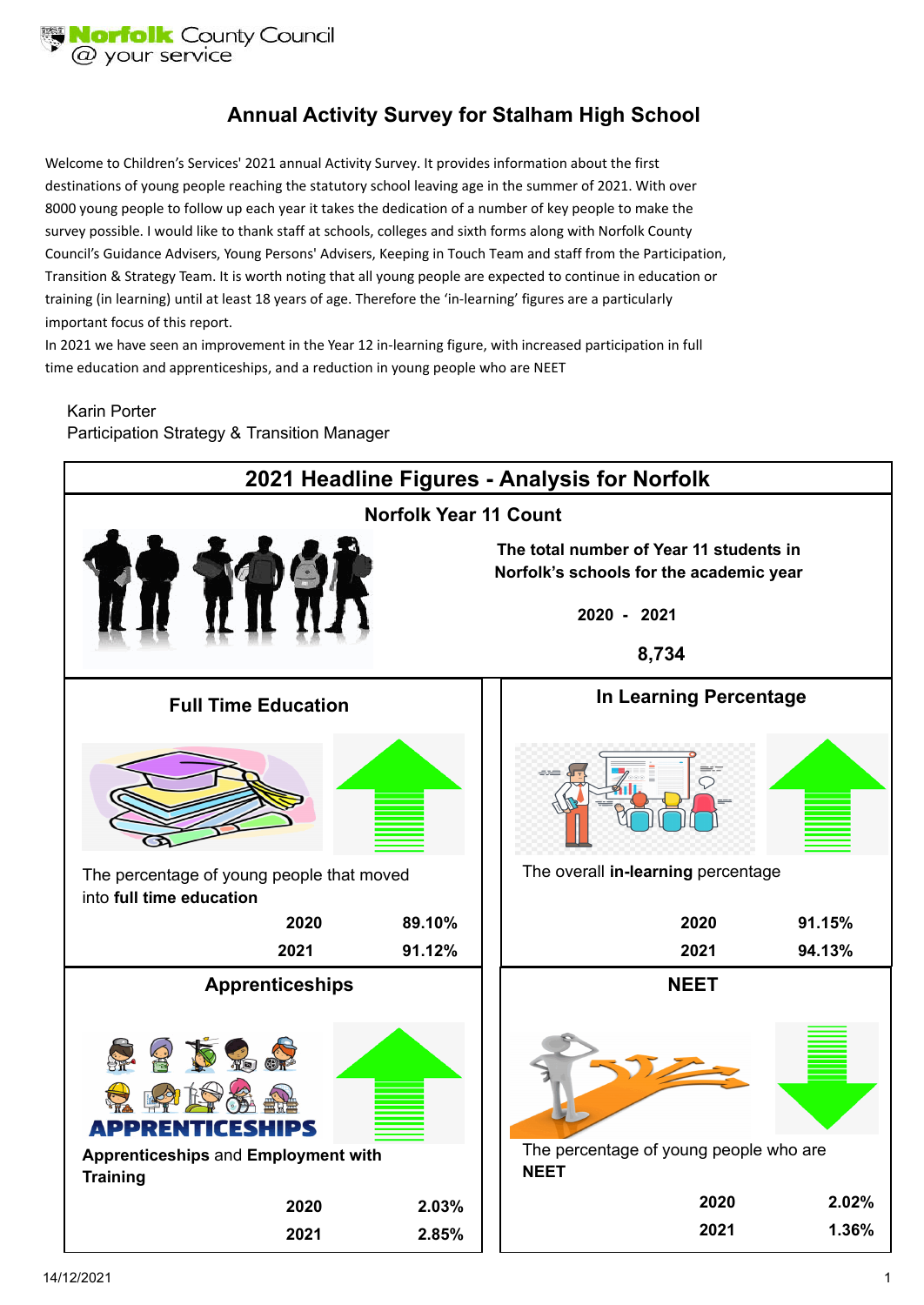Norfolk County Council
@ your service

# Annual Activity Survey for Stalham High School

Welcome to Children's Services' 2021 annual Activity Survey. It provides information about the first destinations of young people reaching the statutory school leaving age in the summer of 2021. With over 8000 young people to follow up each year it takes the dedication of a number of key people to make the survey possible. I would like to thank staff at schools, colleges and sixth forms along with Norfolk County Council's Guidance Advisers, Young Persons' Advisers, Keeping in Touch Team and staff from the Participation, Transition & Strategy Team. It is worth noting that all young people are expected to continue in education or training (in learning) until at least 18 years of age. Therefore the 'in-learning' figures are a particularly important focus of this report.

In 2021 we have seen an improvement in the Year 12 in-learning figure, with increased participation in full time education and apprenticeships, and a reduction in young people who are NEET

Karin Porter
Participation Strategy & Transition Manager

## 2021 Headline Figures - Analysis for Norfolk

### Norfolk Year 11 Count

**The total number of Year 11 students in Norfolk's schools for the academic year**

**2020 - 2021**

**8,734**

### Full Time Education

The percentage of young people that moved into **full time education**

| | |
|---|---|
| **2020** | **89.10%** |
| **2021** | **91.12%** |

### In Learning Percentage

The overall **in-learning** percentage

| | |
|---|---|
| **2020** | **91.15%** |
| **2021** | **94.13%** |

### Apprenticeships

**Apprenticeships** and **Employment with Training**

| | |
|---|---|
| **2020** | **2.03%** |
| **2021** | **2.85%** |

### NEET

The percentage of young people who are **NEET**

| | |
|---|---|
| **2020** | **2.02%** |
| **2021** | **1.36%** |

14/12/2021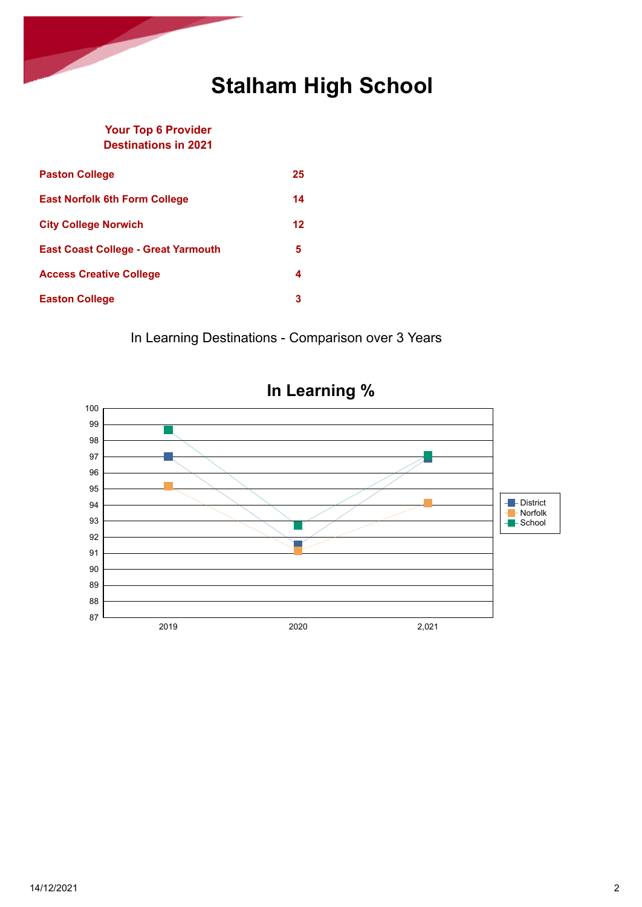# Stalham High School

**Your Top 6 Provider Destinations in 2021**

| | |
|---|---|
| **Paston College** | **25** |
| **East Norfolk 6th Form College** | **14** |
| **City College Norwich** | **12** |
| **East Coast College - Great Yarmouth** | **5** |
| **Access Creative College** | **4** |
| **Easton College** | **3** |

In Learning Destinations - Comparison over 3 Years

**In Learning %**

100
99
98
97
96
95
94
93
92
91
90
89
88
87

2019
2020
2,021

District
Norfolk
School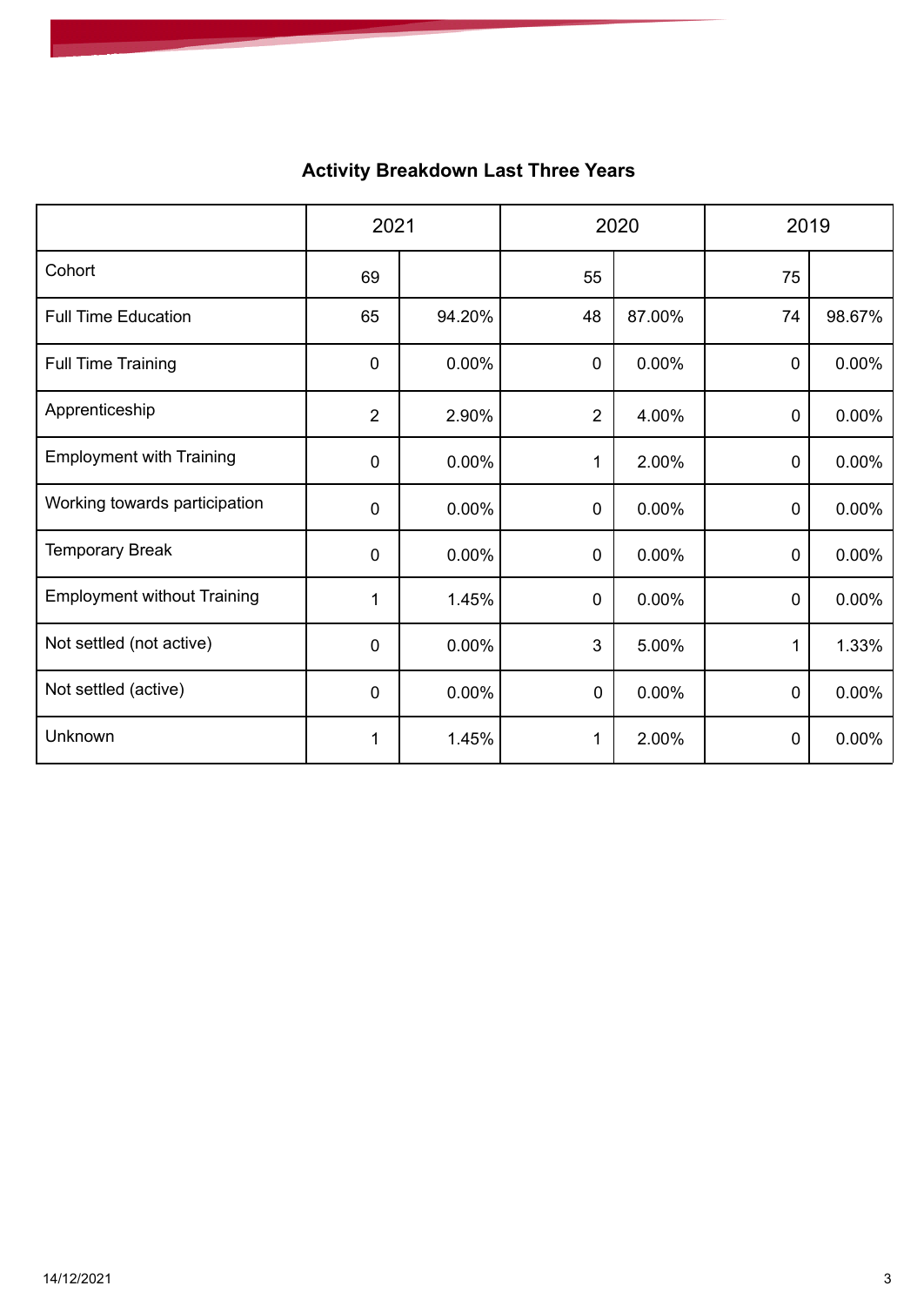## Activity Breakdown Last Three Years

| | 2021 | | 2020 | | 2019 | |
|---|---|---|---|---|---|---|
| Cohort | 69 | | 55 | | 75 | |
| Full Time Education | 65 | 94.20% | 48 | 87.00% | 74 | 98.67% |
| Full Time Training | 0 | 0.00% | 0 | 0.00% | 0 | 0.00% |
| Apprenticeship | 2 | 2.90% | 2 | 4.00% | 0 | 0.00% |
| Employment with Training | 0 | 0.00% | 1 | 2.00% | 0 | 0.00% |
| Working towards participation | 0 | 0.00% | 0 | 0.00% | 0 | 0.00% |
| Temporary Break | 0 | 0.00% | 0 | 0.00% | 0 | 0.00% |
| Employment without Training | 1 | 1.45% | 0 | 0.00% | 0 | 0.00% |
| Not settled (not active) | 0 | 0.00% | 3 | 5.00% | 1 | 1.33% |
| Not settled (active) | 0 | 0.00% | 0 | 0.00% | 0 | 0.00% |
| Unknown | 1 | 1.45% | 1 | 2.00% | 0 | 0.00% |

14/12/2021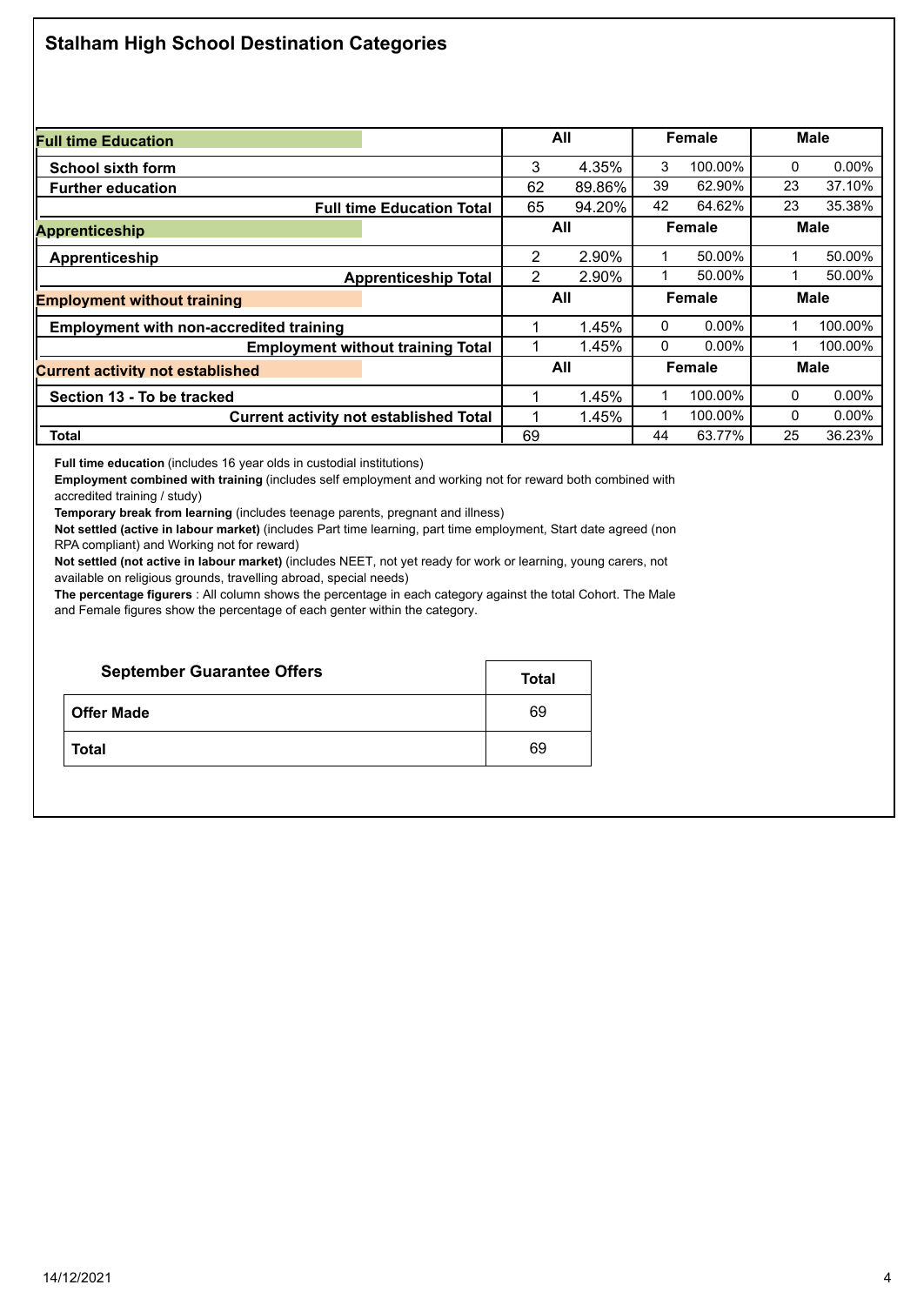## Stalham High School Destination Categories

| Full time Education | All | | Female | | Male | |
|---|---|---|---|---|---|---|
| School sixth form | 3 | 4.35% | 3 | 100.00% | 0 | 0.00% |
| Further education | 62 | 89.86% | 39 | 62.90% | 23 | 37.10% |
| **Full time Education Total** | 65 | 94.20% | 42 | 64.62% | 23 | 35.38% |
| **Apprenticeship** | **All** | | **Female** | | **Male** | |
| Apprenticeship | 2 | 2.90% | 1 | 50.00% | 1 | 50.00% |
| **Apprenticeship Total** | 2 | 2.90% | 1 | 50.00% | 1 | 50.00% |
| **Employment without training** | **All** | | **Female** | | **Male** | |
| Employment with non-accredited training | 1 | 1.45% | 0 | 0.00% | 1 | 100.00% |
| **Employment without training Total** | 1 | 1.45% | 0 | 0.00% | 1 | 100.00% |
| **Current activity not established** | **All** | | **Female** | | **Male** | |
| Section 13 - To be tracked | 1 | 1.45% | 1 | 100.00% | 0 | 0.00% |
| **Current activity not established Total** | 1 | 1.45% | 1 | 100.00% | 0 | 0.00% |
| **Total** | 69 | | 44 | 63.77% | 25 | 36.23% |

**Full time education** (includes 16 year olds in custodial institutions)

**Employment combined with training** (includes self employment and working not for reward both combined with accredited training / study)

**Temporary break from learning** (includes teenage parents, pregnant and illness)

**Not settled (active in labour market)** (includes Part time learning, part time employment, Start date agreed (non RPA compliant) and Working not for reward)

**Not settled (not active in labour market)** (includes NEET, not yet ready for work or learning, young carers, not available on religious grounds, travelling abroad, special needs)

**The percentage figurers** : All column shows the percentage in each category against the total Cohort. The Male and Female figures show the percentage of each genter within the category.

| September Guarantee Offers | Total |
|---|---|
| Offer Made | 69 |
| Total | 69 |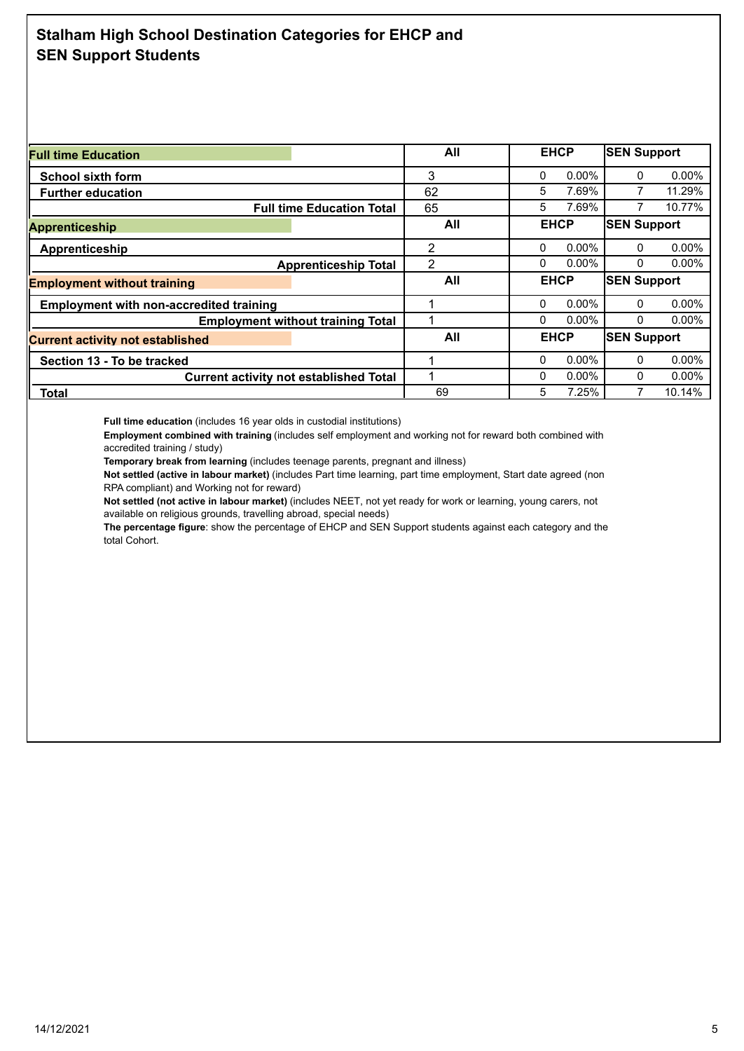## Stalham High School Destination Categories for EHCP and SEN Support Students

| Full time Education | All | EHCP | | SEN Support | |
|---|---|---|---|---|---|
| School sixth form | 3 | 0 | 0.00% | 0 | 0.00% |
| Further education | 62 | 5 | 7.69% | 7 | 11.29% |
| Full time Education Total | 65 | 5 | 7.69% | 7 | 10.77% |
| **Apprenticeship** | **All** | **EHCP** | | **SEN Support** | |
| Apprenticeship | 2 | 0 | 0.00% | 0 | 0.00% |
| Apprenticeship Total | 2 | 0 | 0.00% | 0 | 0.00% |
| **Employment without training** | **All** | **EHCP** | | **SEN Support** | |
| Employment with non-accredited training | 1 | 0 | 0.00% | 0 | 0.00% |
| Employment without training Total | 1 | 0 | 0.00% | 0 | 0.00% |
| **Current activity not established** | **All** | **EHCP** | | **SEN Support** | |
| Section 13 - To be tracked | 1 | 0 | 0.00% | 0 | 0.00% |
| Current activity not established Total | 1 | 0 | 0.00% | 0 | 0.00% |
| Total | 69 | 5 | 7.25% | 7 | 10.14% |

**Full time education** (includes 16 year olds in custodial institutions)

**Employment combined with training** (includes self employment and working not for reward both combined with accredited training / study)

**Temporary break from learning** (includes teenage parents, pregnant and illness)

**Not settled (active in labour market)** (includes Part time learning, part time employment, Start date agreed (non RPA compliant) and Working not for reward)

**Not settled (not active in labour market)** (includes NEET, not yet ready for work or learning, young carers, not available on religious grounds, travelling abroad, special needs)

**The percentage figure**: show the percentage of EHCP and SEN Support students against each category and the total Cohort.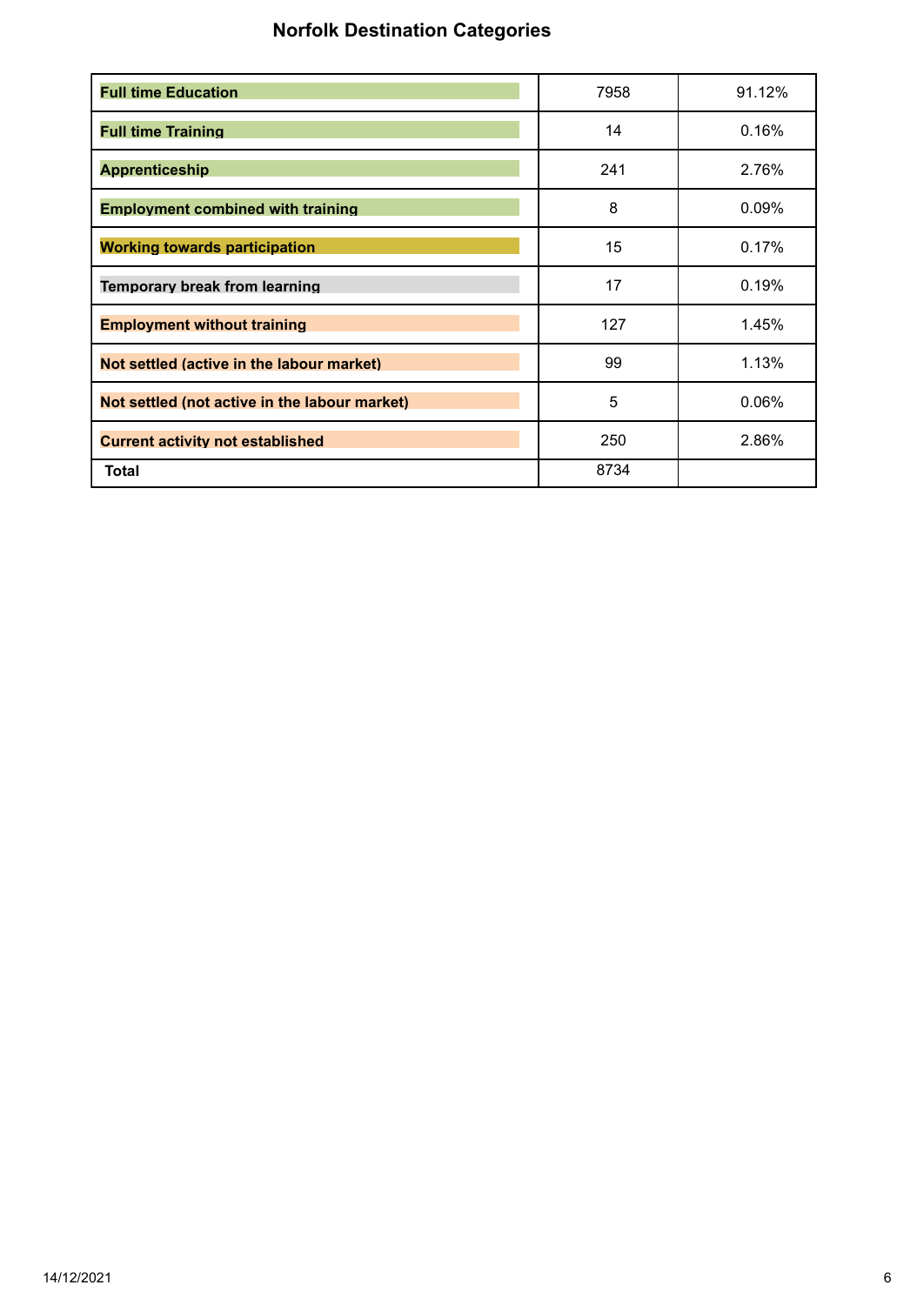# Norfolk Destination Categories

| | | |
|---|---|---|
| **Full time Education** | 7958 | 91.12% |
| **Full time Training** | 14 | 0.16% |
| **Apprenticeship** | 241 | 2.76% |
| **Employment combined with training** | 8 | 0.09% |
| **Working towards participation** | 15 | 0.17% |
| **Temporary break from learning** | 17 | 0.19% |
| **Employment without training** | 127 | 1.45% |
| **Not settled (active in the labour market)** | 99 | 1.13% |
| **Not settled (not active in the labour market)** | 5 | 0.06% |
| **Current activity not established** | 250 | 2.86% |
| **Total** | 8734 | |

14/12/2021